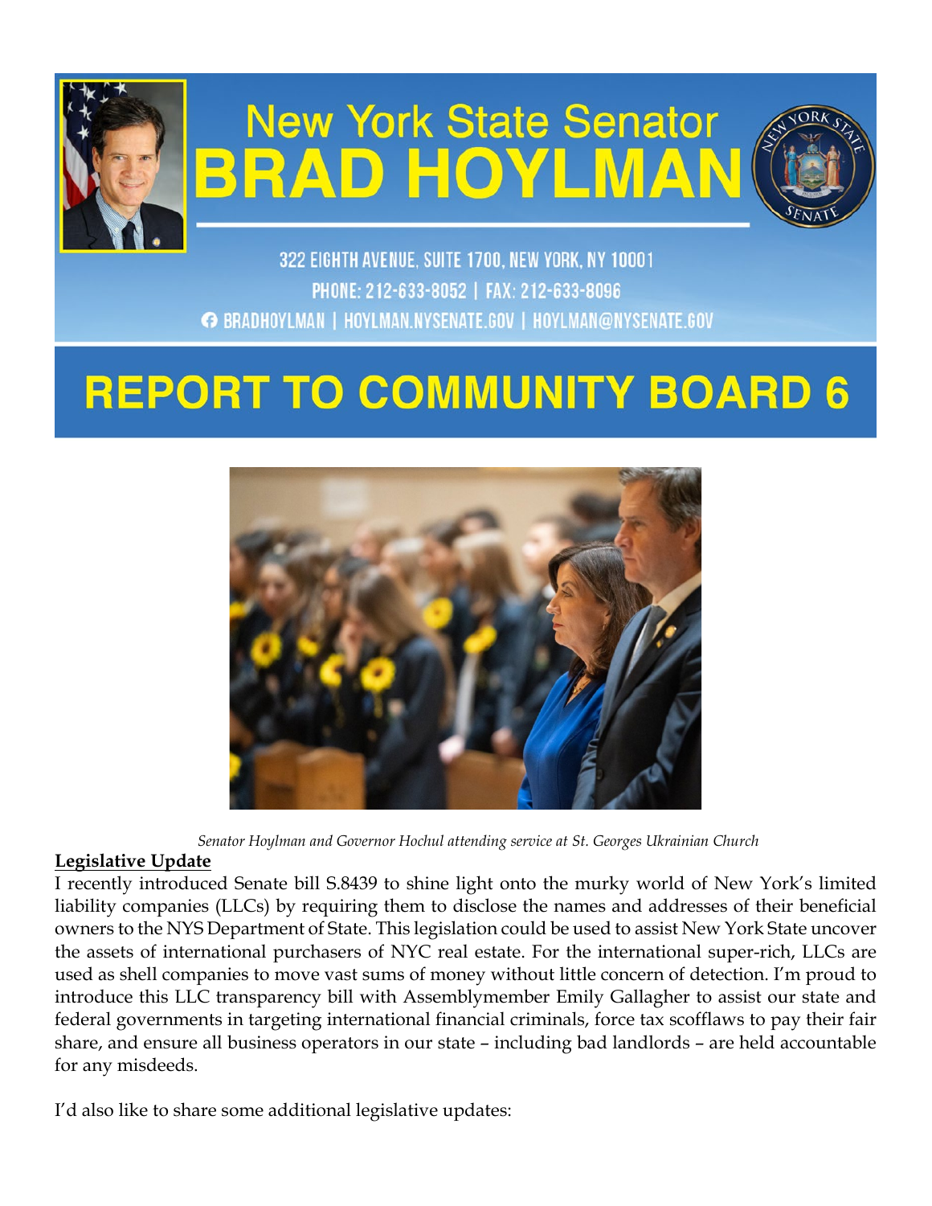# New York State Senator BRAD HOYLMAN

322 EIGHTH AVENUE, SUITE 1700, NEW YORK, NY 10001

PHONE: 212-633-8052 | FAX: 212-633-8096

BRADHOYLMAN | HOYLMAN.NYSENATE.GOV | HOYLMAN@NYSENATE.GOV

# REPORT TO COMMUNITY BOARD 6

*Senator Hoylman and Governor Hochul attending service at St. Georges Ukrainian Church*

**Legislative Update**

I recently introduced Senate bill S.8439 to shine light onto the murky world of New York's limited liability companies (LLCs) by requiring them to disclose the names and addresses of their beneficial owners to the NYS Department of State. This legislation could be used to assist New York State uncover the assets of international purchasers of NYC real estate. For the international super-rich, LLCs are used as shell companies to move vast sums of money without little concern of detection. I'm proud to introduce this LLC transparency bill with Assemblymember Emily Gallagher to assist our state and federal governments in targeting international financial criminals, force tax scofflaws to pay their fair share, and ensure all business operators in our state – including bad landlords – are held accountable for any misdeeds.

I'd also like to share some additional legislative updates: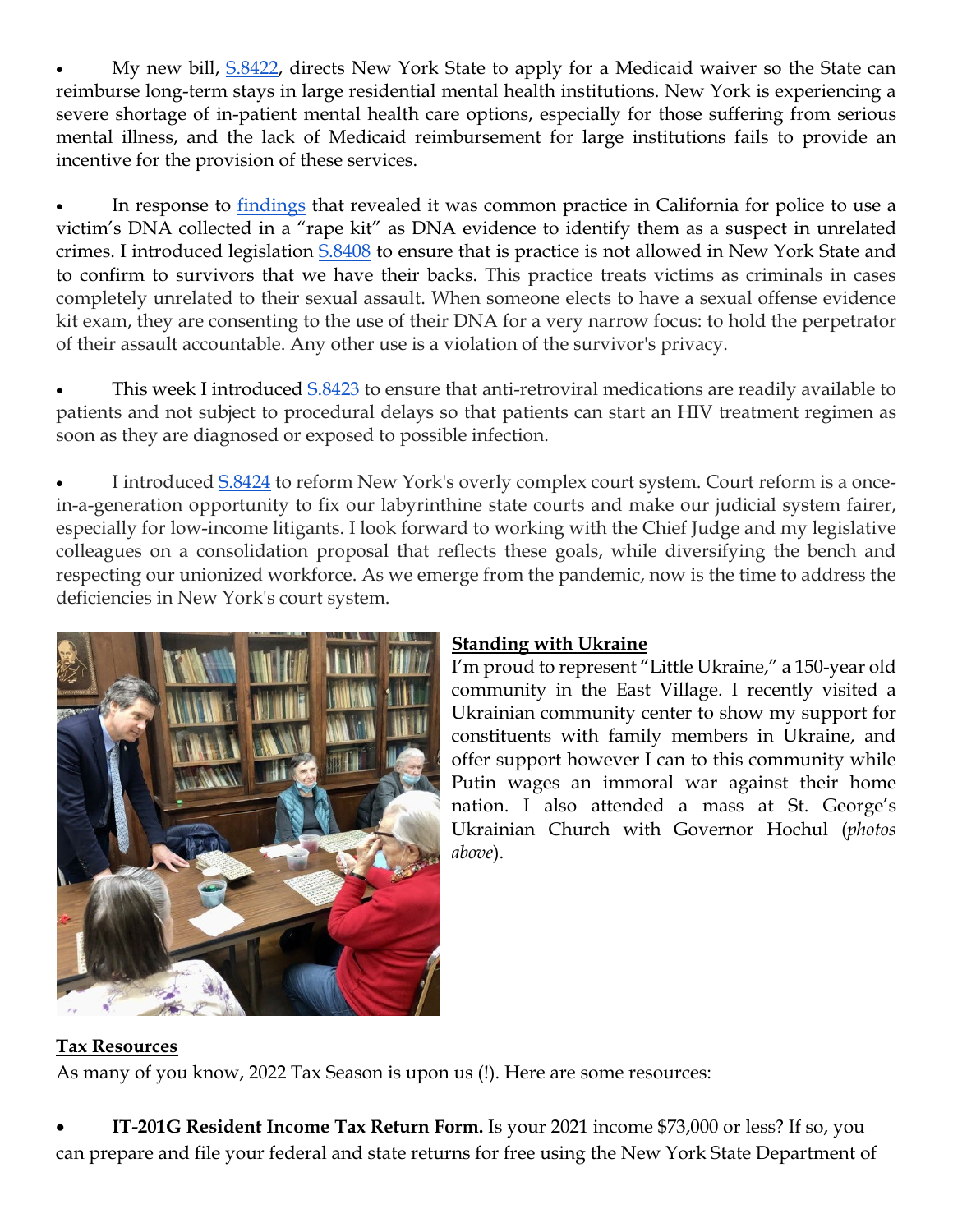- My new bill, S.8422, directs New York State to apply for a Medicaid waiver so the State can reimburse long-term stays in large residential mental health institutions. New York is experiencing a severe shortage of in-patient mental health care options, especially for those suffering from serious mental illness, and the lack of Medicaid reimbursement for large institutions fails to provide an incentive for the provision of these services.

- In response to findings that revealed it was common practice in California for police to use a victim's DNA collected in a "rape kit" as DNA evidence to identify them as a suspect in unrelated crimes. I introduced legislation S.8408 to ensure that is practice is not allowed in New York State and to confirm to survivors that we have their backs. This practice treats victims as criminals in cases completely unrelated to their sexual assault. When someone elects to have a sexual offense evidence kit exam, they are consenting to the use of their DNA for a very narrow focus: to hold the perpetrator of their assault accountable. Any other use is a violation of the survivor's privacy.

- This week I introduced S.8423 to ensure that anti-retroviral medications are readily available to patients and not subject to procedural delays so that patients can start an HIV treatment regimen as soon as they are diagnosed or exposed to possible infection.

- I introduced S.8424 to reform New York's overly complex court system. Court reform is a once-in-a-generation opportunity to fix our labyrinthine state courts and make our judicial system fairer, especially for low-income litigants. I look forward to working with the Chief Judge and my legislative colleagues on a consolidation proposal that reflects these goals, while diversifying the bench and respecting our unionized workforce. As we emerge from the pandemic, now is the time to address the deficiencies in New York's court system.

**Standing with Ukraine**

I'm proud to represent "Little Ukraine," a 150-year old community in the East Village. I recently visited a Ukrainian community center to show my support for constituents with family members in Ukraine, and offer support however I can to this community while Putin wages an immoral war against their home nation. I also attended a mass at St. George's Ukrainian Church with Governor Hochul (*photos above*).

**Tax Resources**

As many of you know, 2022 Tax Season is upon us (!). Here are some resources:

- **IT-201G Resident Income Tax Return Form.** Is your 2021 income $73,000 or less? If so, you can prepare and file your federal and state returns for free using the New York State Department of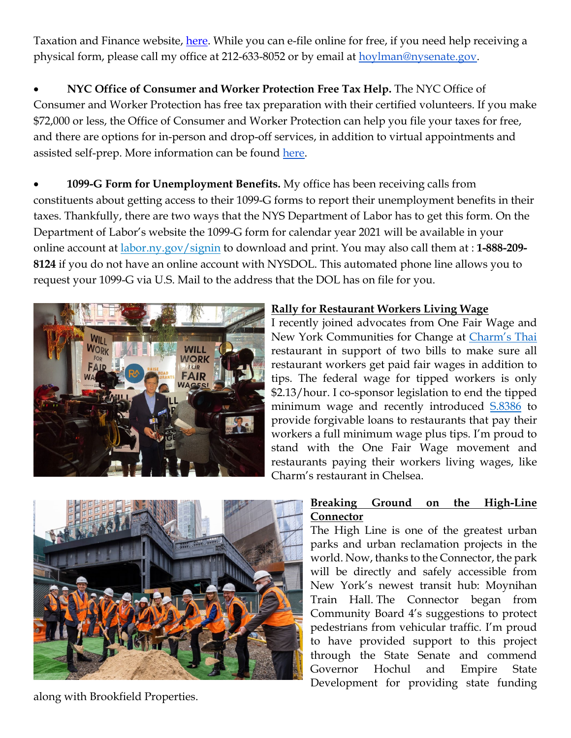Taxation and Finance website, here. While you can e-file online for free, if you need help receiving a physical form, please call my office at 212-633-8052 or by email at hoylman@nysenate.gov.

- **NYC Office of Consumer and Worker Protection Free Tax Help.** The NYC Office of Consumer and Worker Protection has free tax preparation with their certified volunteers. If you make $72,000 or less, the Office of Consumer and Worker Protection can help you file your taxes for free, and there are options for in-person and drop-off services, in addition to virtual appointments and assisted self-prep. More information can be found here.

- **1099-G Form for Unemployment Benefits.** My office has been receiving calls from constituents about getting access to their 1099-G forms to report their unemployment benefits in their taxes. Thankfully, there are two ways that the NYS Department of Labor has to get this form. On the Department of Labor's website the 1099-G form for calendar year 2021 will be available in your online account at labor.ny.gov/signin to download and print. You may also call them at : **1-888-209-8124** if you do not have an online account with NYSDOL. This automated phone line allows you to request your 1099-G via U.S. Mail to the address that the DOL has on file for you.

## Rally for Restaurant Workers Living Wage

I recently joined advocates from One Fair Wage and New York Communities for Change at Charm's Thai restaurant in support of two bills to make sure all restaurant workers get paid fair wages in addition to tips. The federal wage for tipped workers is only $2.13/hour. I co-sponsor legislation to end the tipped minimum wage and recently introduced S.8386 to provide forgivable loans to restaurants that pay their workers a full minimum wage plus tips. I'm proud to stand with the One Fair Wage movement and restaurants paying their workers living wages, like Charm's restaurant in Chelsea.

## Breaking Ground on the High-Line Connector

The High Line is one of the greatest urban parks and urban reclamation projects in the world. Now, thanks to the Connector, the park will be directly and safely accessible from New York's newest transit hub: Moynihan Train Hall. The Connector began from Community Board 4's suggestions to protect pedestrians from vehicular traffic. I'm proud to have provided support to this project through the State Senate and commend Governor Hochul and Empire State Development for providing state funding along with Brookfield Properties.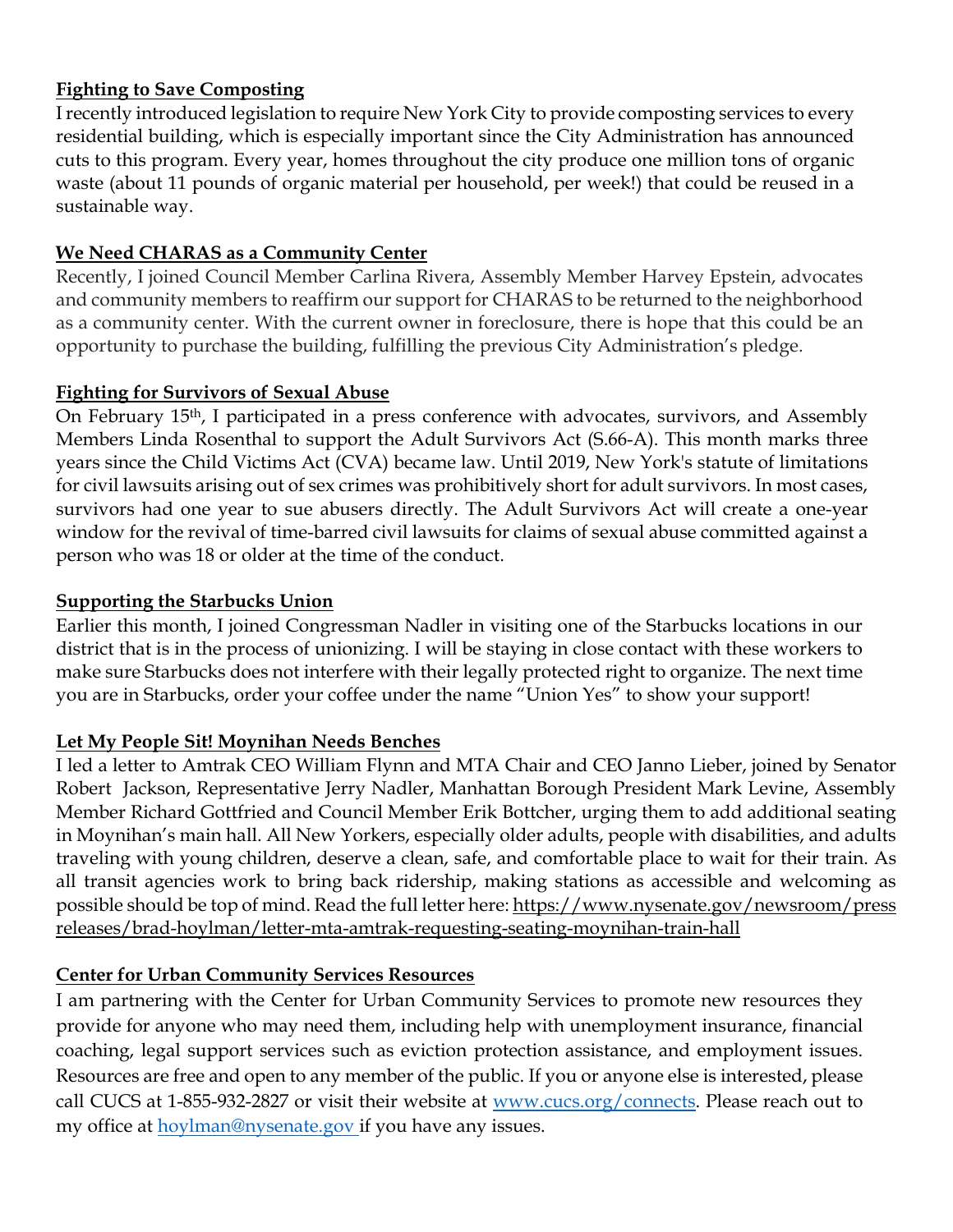**Fighting to Save Composting**

I recently introduced legislation to require New York City to provide composting services to every residential building, which is especially important since the City Administration has announced cuts to this program. Every year, homes throughout the city produce one million tons of organic waste (about 11 pounds of organic material per household, per week!) that could be reused in a sustainable way.

**We Need CHARAS as a Community Center**

Recently, I joined Council Member Carlina Rivera, Assembly Member Harvey Epstein, advocates and community members to reaffirm our support for CHARAS to be returned to the neighborhood as a community center. With the current owner in foreclosure, there is hope that this could be an opportunity to purchase the building, fulfilling the previous City Administration's pledge.

**Fighting for Survivors of Sexual Abuse**

On February 15th, I participated in a press conference with advocates, survivors, and Assembly Members Linda Rosenthal to support the Adult Survivors Act (S.66-A). This month marks three years since the Child Victims Act (CVA) became law. Until 2019, New York's statute of limitations for civil lawsuits arising out of sex crimes was prohibitively short for adult survivors. In most cases, survivors had one year to sue abusers directly. The Adult Survivors Act will create a one-year window for the revival of time-barred civil lawsuits for claims of sexual abuse committed against a person who was 18 or older at the time of the conduct.

**Supporting the Starbucks Union**

Earlier this month, I joined Congressman Nadler in visiting one of the Starbucks locations in our district that is in the process of unionizing. I will be staying in close contact with these workers to make sure Starbucks does not interfere with their legally protected right to organize. The next time you are in Starbucks, order your coffee under the name "Union Yes" to show your support!

**Let My People Sit! Moynihan Needs Benches**

I led a letter to Amtrak CEO William Flynn and MTA Chair and CEO Janno Lieber, joined by Senator Robert Jackson, Representative Jerry Nadler, Manhattan Borough President Mark Levine, Assembly Member Richard Gottfried and Council Member Erik Bottcher, urging them to add additional seating in Moynihan's main hall. All New Yorkers, especially older adults, people with disabilities, and adults traveling with young children, deserve a clean, safe, and comfortable place to wait for their train. As all transit agencies work to bring back ridership, making stations as accessible and welcoming as possible should be top of mind. Read the full letter here: https://www.nysenate.gov/newsroom/press releases/brad-hoylman/letter-mta-amtrak-requesting-seating-moynihan-train-hall

**Center for Urban Community Services Resources**

I am partnering with the Center for Urban Community Services to promote new resources they provide for anyone who may need them, including help with unemployment insurance, financial coaching, legal support services such as eviction protection assistance, and employment issues. Resources are free and open to any member of the public. If you or anyone else is interested, please call CUCS at 1-855-932-2827 or visit their website at www.cucs.org/connects. Please reach out to my office at hoylman@nysenate.gov if you have any issues.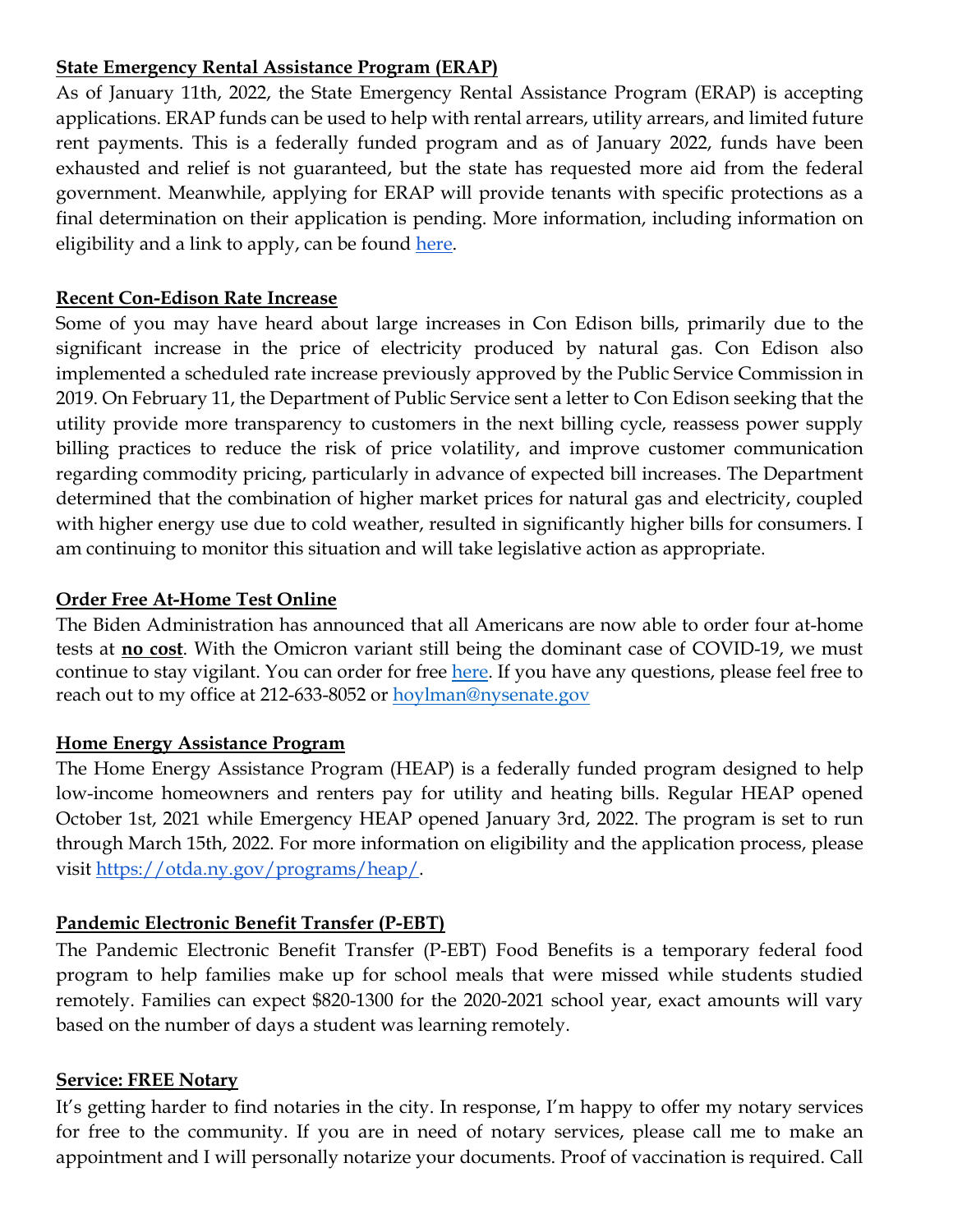**State Emergency Rental Assistance Program (ERAP)**

As of January 11th, 2022, the State Emergency Rental Assistance Program (ERAP) is accepting applications. ERAP funds can be used to help with rental arrears, utility arrears, and limited future rent payments. This is a federally funded program and as of January 2022, funds have been exhausted and relief is not guaranteed, but the state has requested more aid from the federal government. Meanwhile, applying for ERAP will provide tenants with specific protections as a final determination on their application is pending. More information, including information on eligibility and a link to apply, can be found here.

**Recent Con-Edison Rate Increase**

Some of you may have heard about large increases in Con Edison bills, primarily due to the significant increase in the price of electricity produced by natural gas. Con Edison also implemented a scheduled rate increase previously approved by the Public Service Commission in 2019. On February 11, the Department of Public Service sent a letter to Con Edison seeking that the utility provide more transparency to customers in the next billing cycle, reassess power supply billing practices to reduce the risk of price volatility, and improve customer communication regarding commodity pricing, particularly in advance of expected bill increases. The Department determined that the combination of higher market prices for natural gas and electricity, coupled with higher energy use due to cold weather, resulted in significantly higher bills for consumers. I am continuing to monitor this situation and will take legislative action as appropriate.

**Order Free At-Home Test Online**

The Biden Administration has announced that all Americans are now able to order four at-home tests at **no cost**. With the Omicron variant still being the dominant case of COVID-19, we must continue to stay vigilant. You can order for free here. If you have any questions, please feel free to reach out to my office at 212-633-8052 or hoylman@nysenate.gov

**Home Energy Assistance Program**

The Home Energy Assistance Program (HEAP) is a federally funded program designed to help low-income homeowners and renters pay for utility and heating bills. Regular HEAP opened October 1st, 2021 while Emergency HEAP opened January 3rd, 2022. The program is set to run through March 15th, 2022. For more information on eligibility and the application process, please visit https://otda.ny.gov/programs/heap/.

**Pandemic Electronic Benefit Transfer (P-EBT)**

The Pandemic Electronic Benefit Transfer (P-EBT) Food Benefits is a temporary federal food program to help families make up for school meals that were missed while students studied remotely. Families can expect $820-1300 for the 2020-2021 school year, exact amounts will vary based on the number of days a student was learning remotely.

**Service: FREE Notary**

It's getting harder to find notaries in the city. In response, I'm happy to offer my notary services for free to the community. If you are in need of notary services, please call me to make an appointment and I will personally notarize your documents. Proof of vaccination is required. Call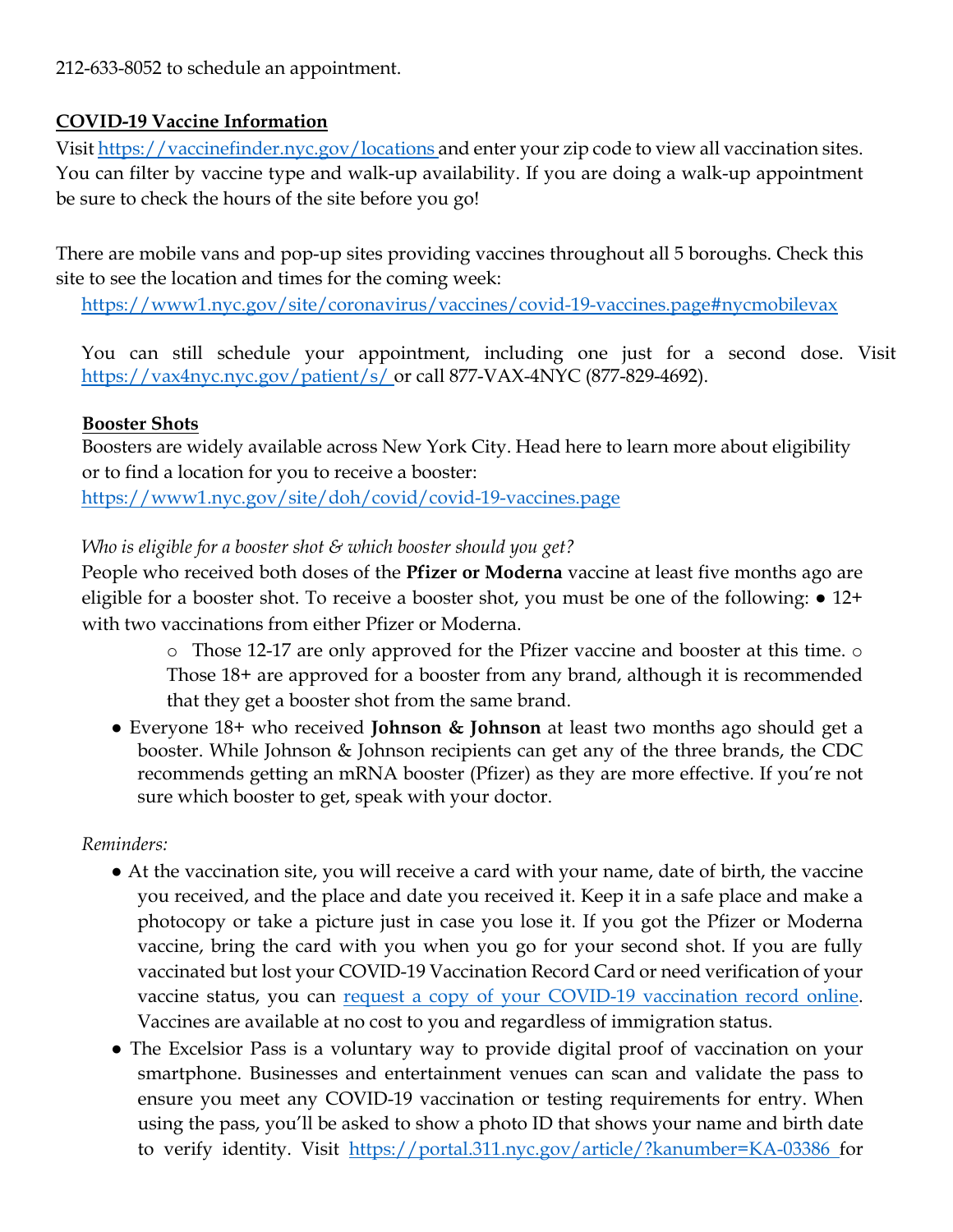212-633-8052 to schedule an appointment.

**COVID-19 Vaccine Information**

Visit https://vaccinefinder.nyc.gov/locations and enter your zip code to view all vaccination sites. You can filter by vaccine type and walk-up availability. If you are doing a walk-up appointment be sure to check the hours of the site before you go!

There are mobile vans and pop-up sites providing vaccines throughout all 5 boroughs. Check this site to see the location and times for the coming week:
https://www1.nyc.gov/site/coronavirus/vaccines/covid-19-vaccines.page#nycmobilevax

You can still schedule your appointment, including one just for a second dose. Visit https://vax4nyc.nyc.gov/patient/s/ or call 877-VAX-4NYC (877-829-4692).

**Booster Shots**

Boosters are widely available across New York City. Head here to learn more about eligibility or to find a location for you to receive a booster:
https://www1.nyc.gov/site/doh/covid/covid-19-vaccines.page

*Who is eligible for a booster shot & which booster should you get?*

People who received both doses of the **Pfizer or Moderna** vaccine at least five months ago are eligible for a booster shot. To receive a booster shot, you must be one of the following:

- 12+ with two vaccinations from either Pfizer or Moderna.
  - Those 12-17 are only approved for the Pfizer vaccine and booster at this time.
  - Those 18+ are approved for a booster from any brand, although it is recommended that they get a booster shot from the same brand.
- Everyone 18+ who received **Johnson & Johnson** at least two months ago should get a booster. While Johnson & Johnson recipients can get any of the three brands, the CDC recommends getting an mRNA booster (Pfizer) as they are more effective. If you're not sure which booster to get, speak with your doctor.

*Reminders:*

- At the vaccination site, you will receive a card with your name, date of birth, the vaccine you received, and the place and date you received it. Keep it in a safe place and make a photocopy or take a picture just in case you lose it. If you got the Pfizer or Moderna vaccine, bring the card with you when you go for your second shot. If you are fully vaccinated but lost your COVID-19 Vaccination Record Card or need verification of your vaccine status, you can request a copy of your COVID-19 vaccination record online. Vaccines are available at no cost to you and regardless of immigration status.
- The Excelsior Pass is a voluntary way to provide digital proof of vaccination on your smartphone. Businesses and entertainment venues can scan and validate the pass to ensure you meet any COVID-19 vaccination or testing requirements for entry. When using the pass, you'll be asked to show a photo ID that shows your name and birth date to verify identity. Visit https://portal.311.nyc.gov/article/?kanumber=KA-03386 for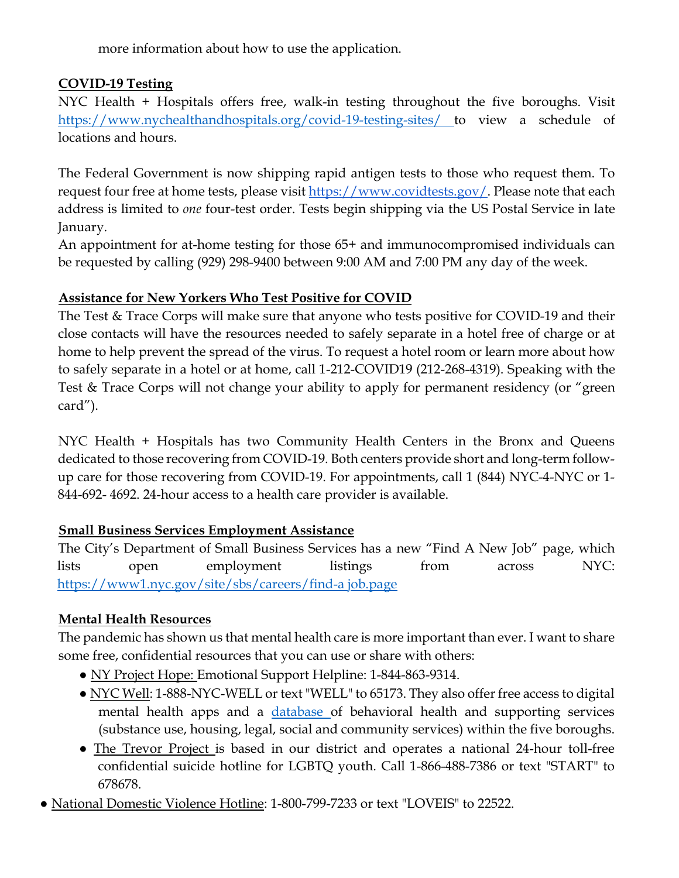more information about how to use the application.

**COVID-19 Testing**

NYC Health + Hospitals offers free, walk-in testing throughout the five boroughs. Visit https://www.nychealthandhospitals.org/covid-19-testing-sites/ to view a schedule of locations and hours.

The Federal Government is now shipping rapid antigen tests to those who request them. To request four free at home tests, please visit https://www.covidtests.gov/. Please note that each address is limited to *one* four-test order. Tests begin shipping via the US Postal Service in late January.

An appointment for at-home testing for those 65+ and immunocompromised individuals can be requested by calling (929) 298-9400 between 9:00 AM and 7:00 PM any day of the week.

**Assistance for New Yorkers Who Test Positive for COVID**

The Test & Trace Corps will make sure that anyone who tests positive for COVID-19 and their close contacts will have the resources needed to safely separate in a hotel free of charge or at home to help prevent the spread of the virus. To request a hotel room or learn more about how to safely separate in a hotel or at home, call 1-212-COVID19 (212-268-4319). Speaking with the Test & Trace Corps will not change your ability to apply for permanent residency (or "green card").

NYC Health + Hospitals has two Community Health Centers in the Bronx and Queens dedicated to those recovering from COVID-19. Both centers provide short and long-term follow-up care for those recovering from COVID-19. For appointments, call 1 (844) NYC-4-NYC or 1-844-692- 4692. 24-hour access to a health care provider is available.

**Small Business Services Employment Assistance**

The City's Department of Small Business Services has a new "Find A New Job" page, which lists open employment listings from across NYC: https://www1.nyc.gov/site/sbs/careers/find-a job.page

**Mental Health Resources**

The pandemic has shown us that mental health care is more important than ever. I want to share some free, confidential resources that you can use or share with others:

- NY Project Hope: Emotional Support Helpline: 1-844-863-9314.
- NYC Well: 1-888-NYC-WELL or text "WELL" to 65173. They also offer free access to digital mental health apps and a database of behavioral health and supporting services (substance use, housing, legal, social and community services) within the five boroughs.
- The Trevor Project is based in our district and operates a national 24-hour toll-free confidential suicide hotline for LGBTQ youth. Call 1-866-488-7386 or text "START" to 678678.
- National Domestic Violence Hotline: 1-800-799-7233 or text "LOVEIS" to 22522.